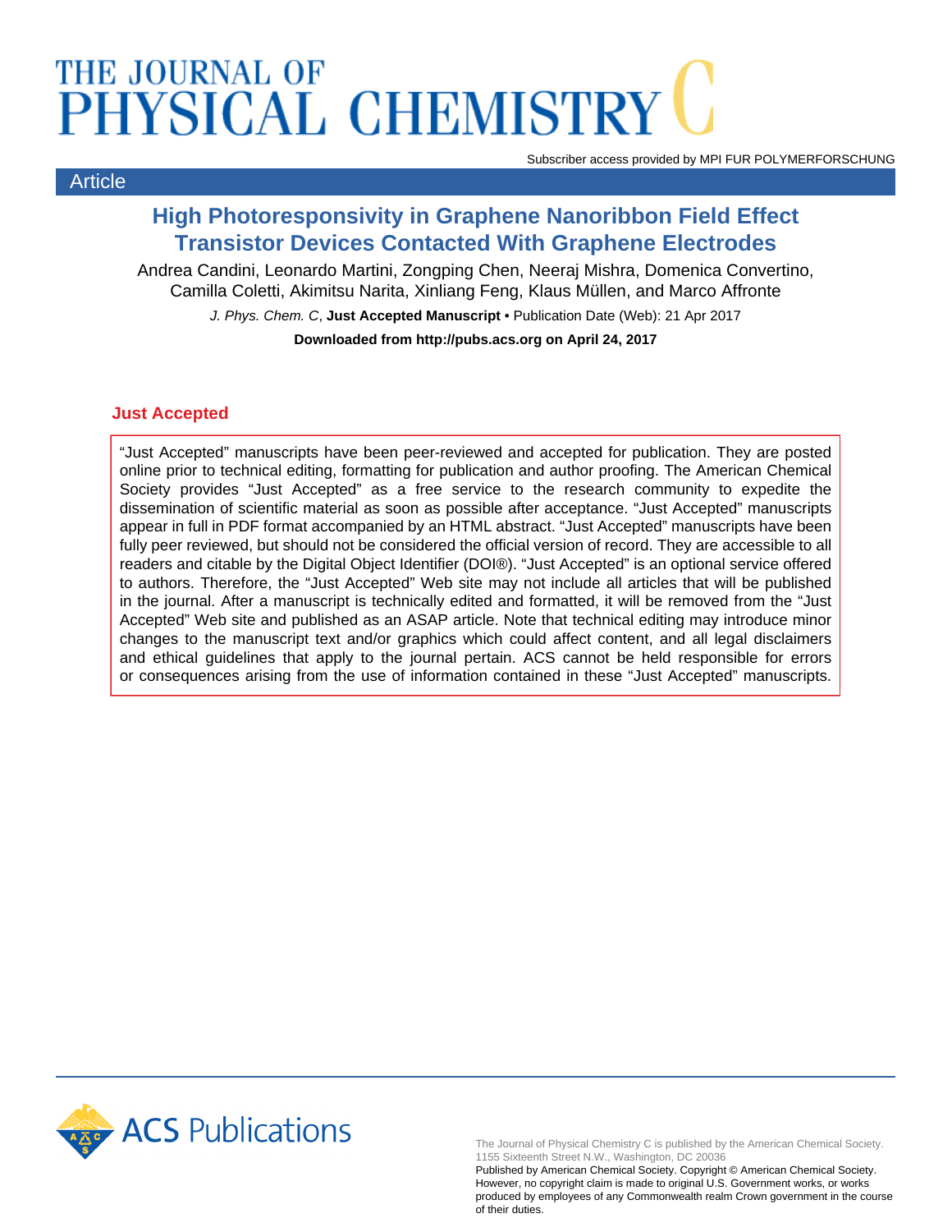# THE JOURNAL OF PHYSICAL CHEMISTRY C

Subscriber access provided by MPI FUR POLYMERFORSCHUNG

Article

## High Photoresponsivity in Graphene Nanoribbon Field Effect Transistor Devices Contacted With Graphene Electrodes

Andrea Candini, Leonardo Martini, Zongping Chen, Neeraj Mishra, Domenica Convertino, Camilla Coletti, Akimitsu Narita, Xinliang Feng, Klaus Müllen, and Marco Affronte

*J. Phys. Chem. C*, **Just Accepted Manuscript** • Publication Date (Web): 21 Apr 2017

**Downloaded from http://pubs.acs.org on April 24, 2017**

### Just Accepted

"Just Accepted" manuscripts have been peer-reviewed and accepted for publication. They are posted online prior to technical editing, formatting for publication and author proofing. The American Chemical Society provides "Just Accepted" as a free service to the research community to expedite the dissemination of scientific material as soon as possible after acceptance. "Just Accepted" manuscripts appear in full in PDF format accompanied by an HTML abstract. "Just Accepted" manuscripts have been fully peer reviewed, but should not be considered the official version of record. They are accessible to all readers and citable by the Digital Object Identifier (DOI®). "Just Accepted" is an optional service offered to authors. Therefore, the "Just Accepted" Web site may not include all articles that will be published in the journal. After a manuscript is technically edited and formatted, it will be removed from the "Just Accepted" Web site and published as an ASAP article. Note that technical editing may introduce minor changes to the manuscript text and/or graphics which could affect content, and all legal disclaimers and ethical guidelines that apply to the journal pertain. ACS cannot be held responsible for errors or consequences arising from the use of information contained in these "Just Accepted" manuscripts.

ACS Publications

The Journal of Physical Chemistry C is published by the American Chemical Society. 1155 Sixteenth Street N.W., Washington, DC 20036
Published by American Chemical Society. Copyright © American Chemical Society. However, no copyright claim is made to original U.S. Government works, or works produced by employees of any Commonwealth realm Crown government in the course of their duties.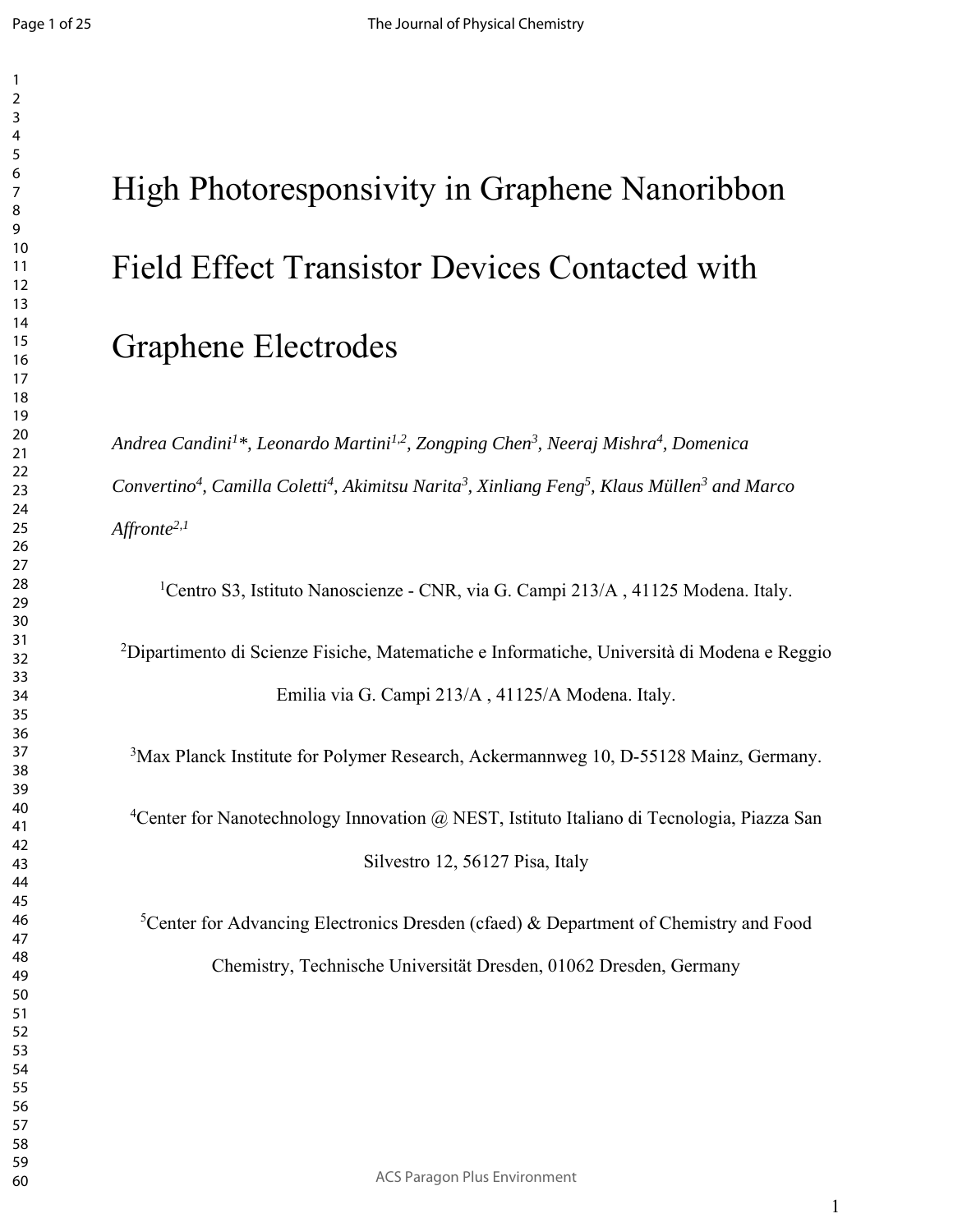# High Photoresponsivity in Graphene Nanoribbon Field Effect Transistor Devices Contacted with Graphene Electrodes

*Andrea Candini[1]\*, Leonardo Martini[1,2], Zongping Chen[3], Neeraj Mishra[4], Domenica Convertino[4], Camilla Coletti[4], Akimitsu Narita[3], Xinliang Feng[5], Klaus Müllen[3] and Marco Affronte[2,1]*

[1]Centro S3, Istituto Nanoscienze - CNR, via G. Campi 213/A , 41125 Modena. Italy.

[2]Dipartimento di Scienze Fisiche, Matematiche e Informatiche, Università di Modena e Reggio Emilia via G. Campi 213/A , 41125/A Modena. Italy.

[3]Max Planck Institute for Polymer Research, Ackermannweg 10, D-55128 Mainz, Germany.

[4]Center for Nanotechnology Innovation @ NEST, Istituto Italiano di Tecnologia, Piazza San Silvestro 12, 56127 Pisa, Italy

[5]Center for Advancing Electronics Dresden (cfaed) & Department of Chemistry and Food Chemistry, Technische Universität Dresden, 01062 Dresden, Germany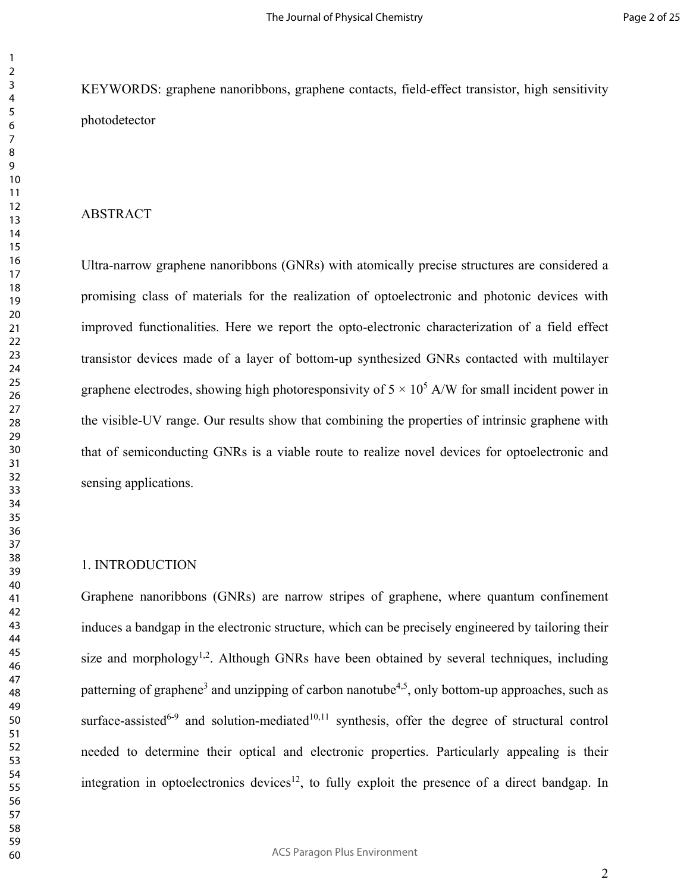KEYWORDS: graphene nanoribbons, graphene contacts, field-effect transistor, high sensitivity photodetector

## ABSTRACT

Ultra-narrow graphene nanoribbons (GNRs) with atomically precise structures are considered a promising class of materials for the realization of optoelectronic and photonic devices with improved functionalities. Here we report the opto-electronic characterization of a field effect transistor devices made of a layer of bottom-up synthesized GNRs contacted with multilayer graphene electrodes, showing high photoresponsivity of $5 \times 10^5$ A/W for small incident power in the visible-UV range. Our results show that combining the properties of intrinsic graphene with that of semiconducting GNRs is a viable route to realize novel devices for optoelectronic and sensing applications.

## 1. INTRODUCTION

Graphene nanoribbons (GNRs) are narrow stripes of graphene, where quantum confinement induces a bandgap in the electronic structure, which can be precisely engineered by tailoring their size and morphology[1,2]. Although GNRs have been obtained by several techniques, including patterning of graphene[3] and unzipping of carbon nanotube[4,5], only bottom-up approaches, such as surface-assisted[6-9] and solution-mediated[10,11] synthesis, offer the degree of structural control needed to determine their optical and electronic properties. Particularly appealing is their integration in optoelectronics devices[12], to fully exploit the presence of a direct bandgap. In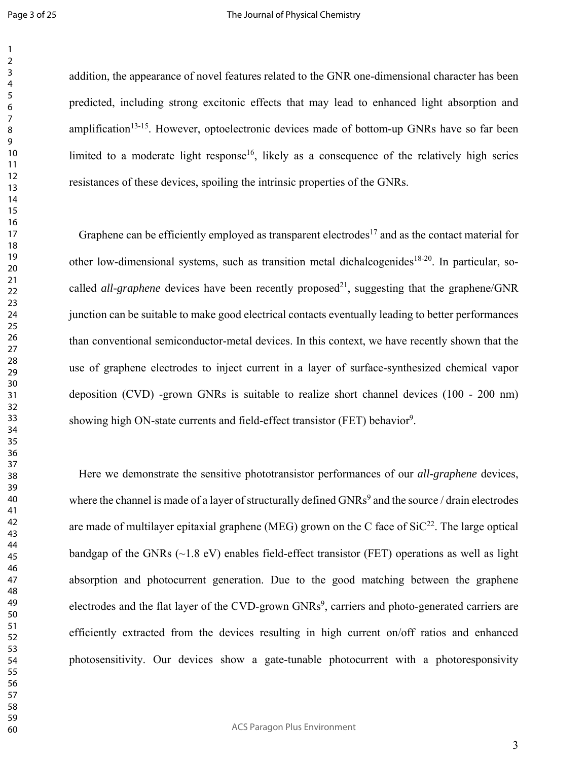addition, the appearance of novel features related to the GNR one-dimensional character has been predicted, including strong excitonic effects that may lead to enhanced light absorption and amplification[13-15]. However, optoelectronic devices made of bottom-up GNRs have so far been limited to a moderate light response[16], likely as a consequence of the relatively high series resistances of these devices, spoiling the intrinsic properties of the GNRs.

Graphene can be efficiently employed as transparent electrodes[17] and as the contact material for other low-dimensional systems, such as transition metal dichalcogenides[18-20]. In particular, so-called *all-graphene* devices have been recently proposed[21], suggesting that the graphene/GNR junction can be suitable to make good electrical contacts eventually leading to better performances than conventional semiconductor-metal devices. In this context, we have recently shown that the use of graphene electrodes to inject current in a layer of surface-synthesized chemical vapor deposition (CVD) -grown GNRs is suitable to realize short channel devices (100 - 200 nm) showing high ON-state currents and field-effect transistor (FET) behavior[9].

Here we demonstrate the sensitive phototransistor performances of our *all-graphene* devices, where the channel is made of a layer of structurally defined GNRs[9] and the source / drain electrodes are made of multilayer epitaxial graphene (MEG) grown on the C face of SiC[22]. The large optical bandgap of the GNRs (~1.8 eV) enables field-effect transistor (FET) operations as well as light absorption and photocurrent generation. Due to the good matching between the graphene electrodes and the flat layer of the CVD-grown GNRs[9], carriers and photo-generated carriers are efficiently extracted from the devices resulting in high current on/off ratios and enhanced photosensitivity. Our devices show a gate-tunable photocurrent with a photoresponsivity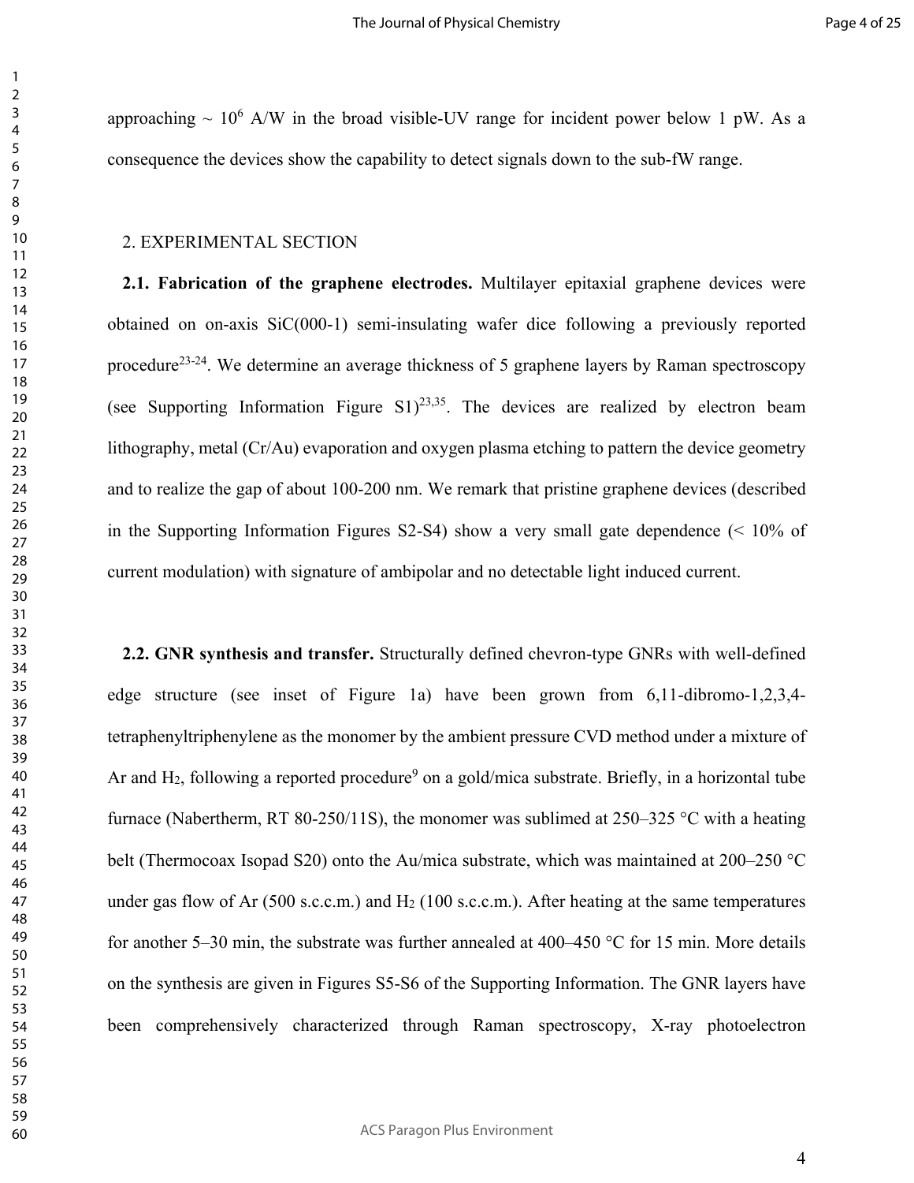approaching ~ $10^6$ A/W in the broad visible-UV range for incident power below 1 pW. As a consequence the devices show the capability to detect signals down to the sub-fW range.

## 2. EXPERIMENTAL SECTION

**2.1. Fabrication of the graphene electrodes.** Multilayer epitaxial graphene devices were obtained on on-axis SiC(000-1) semi-insulating wafer dice following a previously reported procedure[23-24]. We determine an average thickness of 5 graphene layers by Raman spectroscopy (see Supporting Information Figure S1)[23,35]. The devices are realized by electron beam lithography, metal (Cr/Au) evaporation and oxygen plasma etching to pattern the device geometry and to realize the gap of about 100-200 nm. We remark that pristine graphene devices (described in the Supporting Information Figures S2-S4) show a very small gate dependence (< 10% of current modulation) with signature of ambipolar and no detectable light induced current.

**2.2. GNR synthesis and transfer.** Structurally defined chevron-type GNRs with well-defined edge structure (see inset of Figure 1a) have been grown from 6,11-dibromo-1,2,3,4-tetraphenyltriphenylene as the monomer by the ambient pressure CVD method under a mixture of Ar and $H_2$, following a reported procedure[9] on a gold/mica substrate. Briefly, in a horizontal tube furnace (Nabertherm, RT 80-250/11S), the monomer was sublimed at 250–325 °C with a heating belt (Thermocoax Isopad S20) onto the Au/mica substrate, which was maintained at 200–250 °C under gas flow of Ar (500 s.c.c.m.) and $H_2$ (100 s.c.c.m.). After heating at the same temperatures for another 5–30 min, the substrate was further annealed at 400–450 °C for 15 min. More details on the synthesis are given in Figures S5-S6 of the Supporting Information. The GNR layers have been comprehensively characterized through Raman spectroscopy, X-ray photoelectron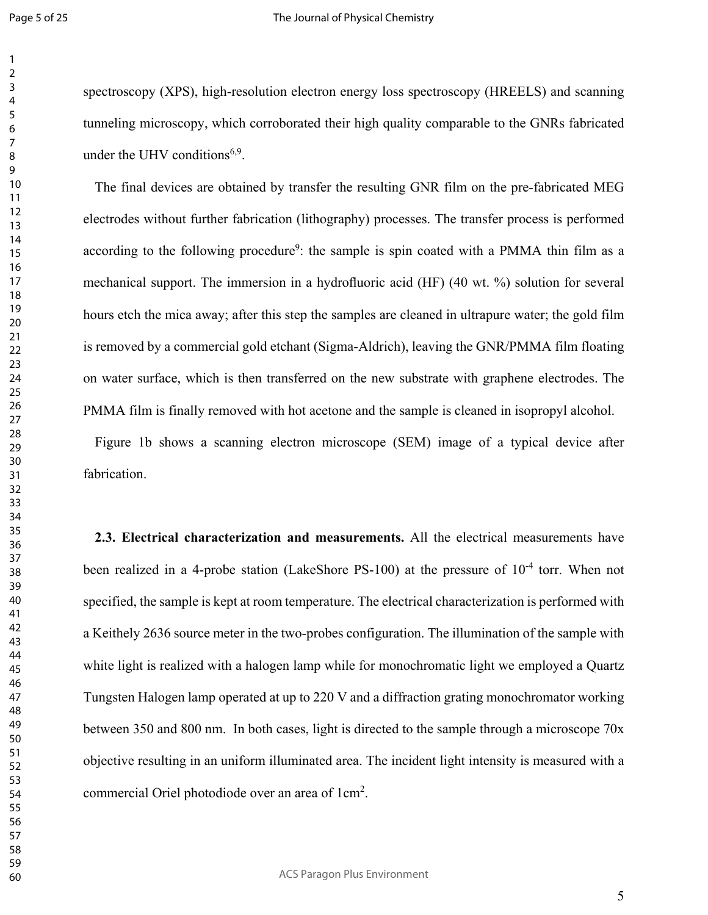spectroscopy (XPS), high-resolution electron energy loss spectroscopy (HREELS) and scanning tunneling microscopy, which corroborated their high quality comparable to the GNRs fabricated under the UHV conditions[6,9].

The final devices are obtained by transfer the resulting GNR film on the pre-fabricated MEG electrodes without further fabrication (lithography) processes. The transfer process is performed according to the following procedure[9]: the sample is spin coated with a PMMA thin film as a mechanical support. The immersion in a hydrofluoric acid (HF) (40 wt. %) solution for several hours etch the mica away; after this step the samples are cleaned in ultrapure water; the gold film is removed by a commercial gold etchant (Sigma-Aldrich), leaving the GNR/PMMA film floating on water surface, which is then transferred on the new substrate with graphene electrodes. The PMMA film is finally removed with hot acetone and the sample is cleaned in isopropyl alcohol.

Figure 1b shows a scanning electron microscope (SEM) image of a typical device after fabrication.

**2.3. Electrical characterization and measurements.** All the electrical measurements have been realized in a 4-probe station (LakeShore PS-100) at the pressure of $10^{-4}$ torr. When not specified, the sample is kept at room temperature. The electrical characterization is performed with a Keithely 2636 source meter in the two-probes configuration. The illumination of the sample with white light is realized with a halogen lamp while for monochromatic light we employed a Quartz Tungsten Halogen lamp operated at up to 220 V and a diffraction grating monochromator working between 350 and 800 nm. In both cases, light is directed to the sample through a microscope 70x objective resulting in an uniform illuminated area. The incident light intensity is measured with a commercial Oriel photodiode over an area of $1 cm^2$.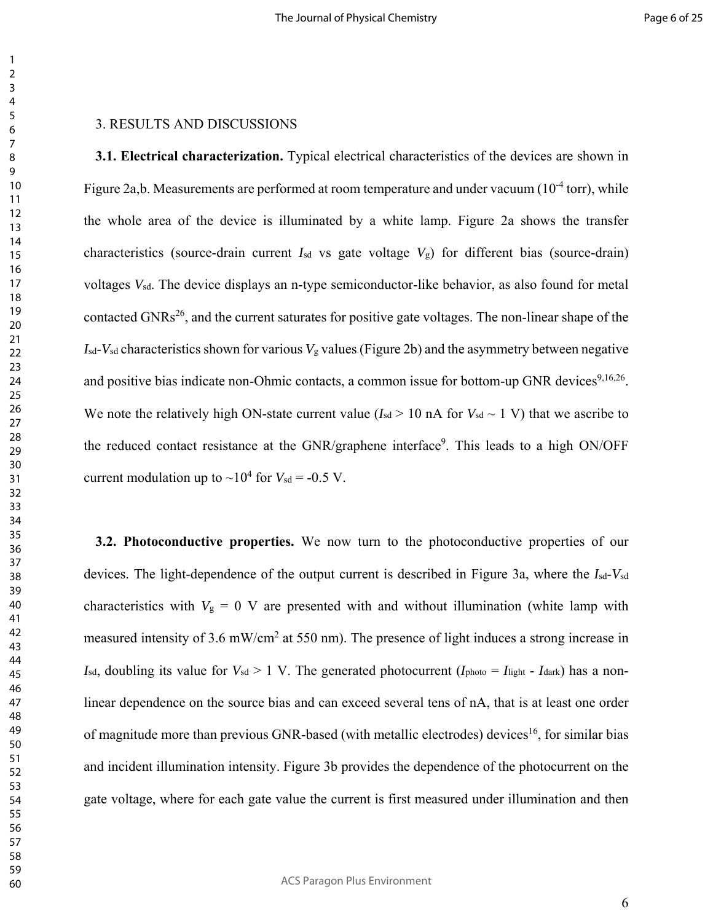## 3. RESULTS AND DISCUSSIONS

**3.1. Electrical characterization.** Typical electrical characteristics of the devices are shown in Figure 2a,b. Measurements are performed at room temperature and under vacuum ($10^{-4}$ torr), while the whole area of the device is illuminated by a white lamp. Figure 2a shows the transfer characteristics (source-drain current $I_{sd}$ vs gate voltage $V_g$) for different bias (source-drain) voltages $V_{sd}$. The device displays an n-type semiconductor-like behavior, as also found for metal contacted GNRs[26], and the current saturates for positive gate voltages. The non-linear shape of the $I_{sd}$-$V_{sd}$ characteristics shown for various $V_g$ values (Figure 2b) and the asymmetry between negative and positive bias indicate non-Ohmic contacts, a common issue for bottom-up GNR devices[9,16,26]. We note the relatively high ON-state current value ($I_{sd}$ > 10 nA for $V_{sd}$ ~ 1 V) that we ascribe to the reduced contact resistance at the GNR/graphene interface[9]. This leads to a high ON/OFF current modulation up to ~$10^4$ for $V_{sd}$ = -0.5 V.

**3.2. Photoconductive properties.** We now turn to the photoconductive properties of our devices. The light-dependence of the output current is described in Figure 3a, where the $I_{sd}$-$V_{sd}$ characteristics with $V_g$ = 0 V are presented with and without illumination (white lamp with measured intensity of 3.6 mW/cm$^2$ at 550 nm). The presence of light induces a strong increase in $I_{sd}$, doubling its value for $V_{sd}$ > 1 V. The generated photocurrent ($I_{photo} = I_{light} - I_{dark}$) has a non-linear dependence on the source bias and can exceed several tens of nA, that is at least one order of magnitude more than previous GNR-based (with metallic electrodes) devices[16], for similar bias and incident illumination intensity. Figure 3b provides the dependence of the photocurrent on the gate voltage, where for each gate value the current is first measured under illumination and then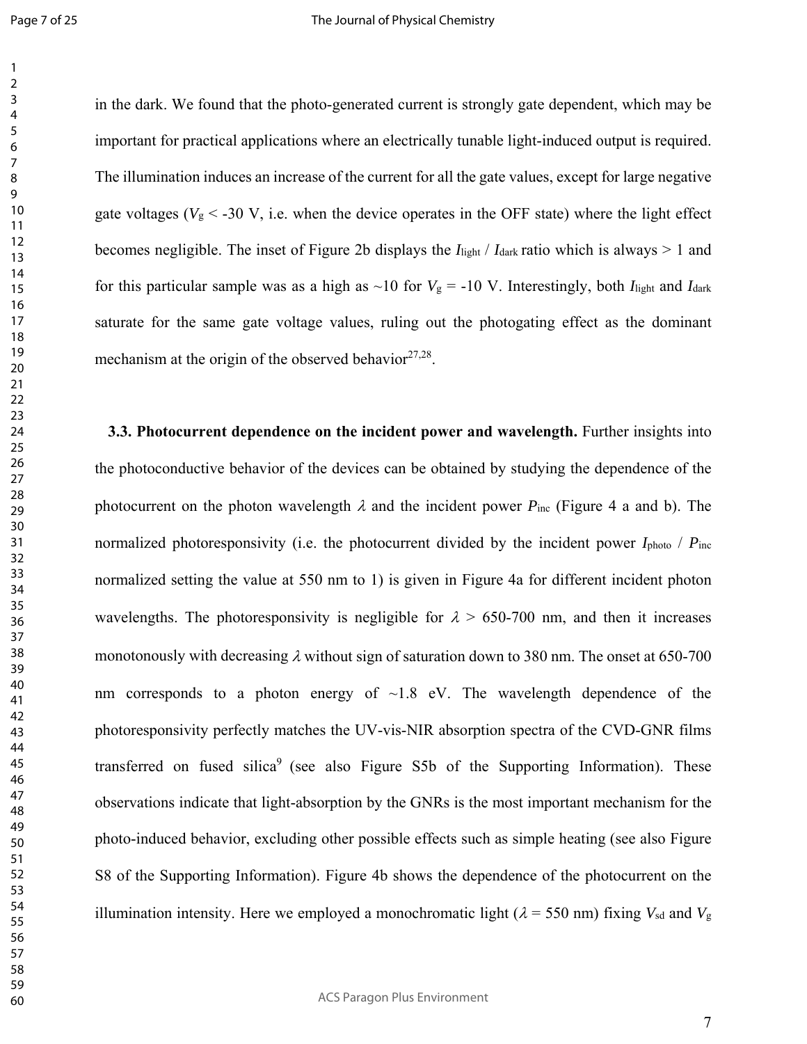in the dark. We found that the photo-generated current is strongly gate dependent, which may be important for practical applications where an electrically tunable light-induced output is required. The illumination induces an increase of the current for all the gate values, except for large negative gate voltages ($V_g$ < -30 V, i.e. when the device operates in the OFF state) where the light effect becomes negligible. The inset of Figure 2b displays the $I_{light}$ / $I_{dark}$ ratio which is always > 1 and for this particular sample was as a high as ~10 for $V_g$ = -10 V. Interestingly, both $I_{light}$ and $I_{dark}$ saturate for the same gate voltage values, ruling out the photogating effect as the dominant mechanism at the origin of the observed behavior[27,28].

**3.3. Photocurrent dependence on the incident power and wavelength.** Further insights into the photoconductive behavior of the devices can be obtained by studying the dependence of the photocurrent on the photon wavelength $\lambda$ and the incident power $P_{inc}$ (Figure 4 a and b). The normalized photoresponsivity (i.e. the photocurrent divided by the incident power $I_{photo}$ / $P_{inc}$ normalized setting the value at 550 nm to 1) is given in Figure 4a for different incident photon wavelengths. The photoresponsivity is negligible for $\lambda$ > 650-700 nm, and then it increases monotonously with decreasing $\lambda$ without sign of saturation down to 380 nm. The onset at 650-700 nm corresponds to a photon energy of ~1.8 eV. The wavelength dependence of the photoresponsivity perfectly matches the UV-vis-NIR absorption spectra of the CVD-GNR films transferred on fused silica[9] (see also Figure S5b of the Supporting Information). These observations indicate that light-absorption by the GNRs is the most important mechanism for the photo-induced behavior, excluding other possible effects such as simple heating (see also Figure S8 of the Supporting Information). Figure 4b shows the dependence of the photocurrent on the illumination intensity. Here we employed a monochromatic light ($\lambda$ = 550 nm) fixing $V_{sd}$ and $V_g$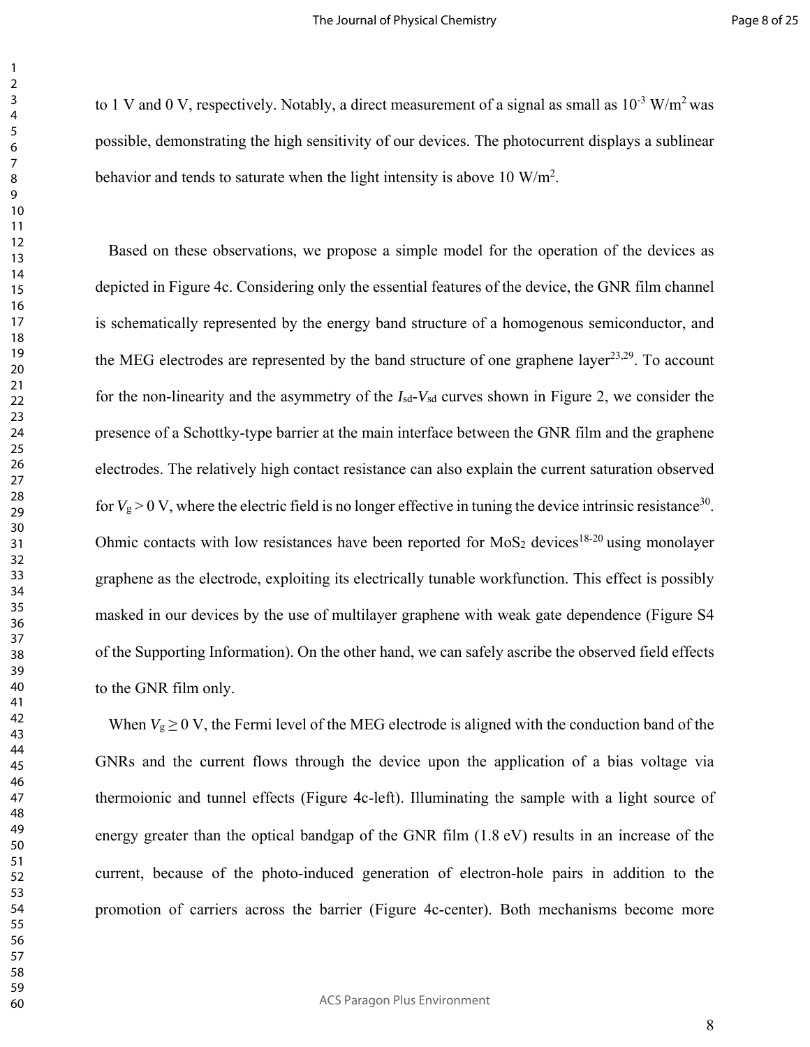to 1 V and 0 V, respectively. Notably, a direct measurement of a signal as small as $10^{-3}$ W/m$^2$ was possible, demonstrating the high sensitivity of our devices. The photocurrent displays a sublinear behavior and tends to saturate when the light intensity is above 10 W/m$^2$.

Based on these observations, we propose a simple model for the operation of the devices as depicted in Figure 4c. Considering only the essential features of the device, the GNR film channel is schematically represented by the energy band structure of a homogenous semiconductor, and the MEG electrodes are represented by the band structure of one graphene layer[23,29]. To account for the non-linearity and the asymmetry of the $I_{sd}$-$V_{sd}$ curves shown in Figure 2, we consider the presence of a Schottky-type barrier at the main interface between the GNR film and the graphene electrodes. The relatively high contact resistance can also explain the current saturation observed for $V_g > 0$ V, where the electric field is no longer effective in tuning the device intrinsic resistance[30]. Ohmic contacts with low resistances have been reported for $MoS_2$ devices[18-20] using monolayer graphene as the electrode, exploiting its electrically tunable workfunction. This effect is possibly masked in our devices by the use of multilayer graphene with weak gate dependence (Figure S4 of the Supporting Information). On the other hand, we can safely ascribe the observed field effects to the GNR film only.

When $V_g \geq 0$ V, the Fermi level of the MEG electrode is aligned with the conduction band of the GNRs and the current flows through the device upon the application of a bias voltage via thermoionic and tunnel effects (Figure 4c-left). Illuminating the sample with a light source of energy greater than the optical bandgap of the GNR film (1.8 eV) results in an increase of the current, because of the photo-induced generation of electron-hole pairs in addition to the promotion of carriers across the barrier (Figure 4c-center). Both mechanisms become more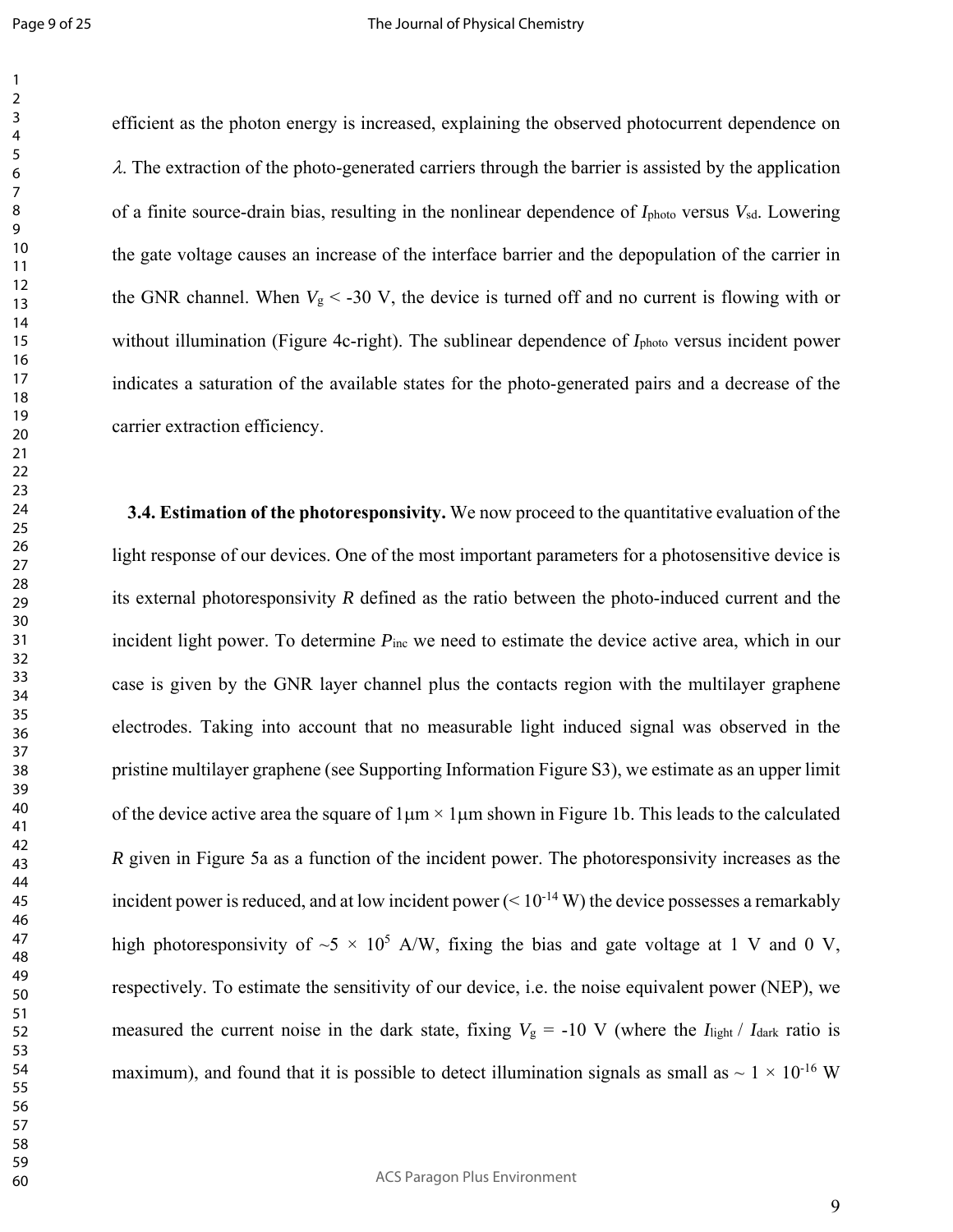efficient as the photon energy is increased, explaining the observed photocurrent dependence on $\lambda$. The extraction of the photo-generated carriers through the barrier is assisted by the application of a finite source-drain bias, resulting in the nonlinear dependence of $I_{photo}$ versus $V_{sd}$. Lowering the gate voltage causes an increase of the interface barrier and the depopulation of the carrier in the GNR channel. When $V_g < -30$ V, the device is turned off and no current is flowing with or without illumination (Figure 4c-right). The sublinear dependence of $I_{photo}$ versus incident power indicates a saturation of the available states for the photo-generated pairs and a decrease of the carrier extraction efficiency.

**3.4. Estimation of the photoresponsivity.** We now proceed to the quantitative evaluation of the light response of our devices. One of the most important parameters for a photosensitive device is its external photoresponsivity $R$ defined as the ratio between the photo-induced current and the incident light power. To determine $P_{inc}$ we need to estimate the device active area, which in our case is given by the GNR layer channel plus the contacts region with the multilayer graphene electrodes. Taking into account that no measurable light induced signal was observed in the pristine multilayer graphene (see Supporting Information Figure S3), we estimate as an upper limit of the device active area the square of 1μm × 1μm shown in Figure 1b. This leads to the calculated $R$ given in Figure 5a as a function of the incident power. The photoresponsivity increases as the incident power is reduced, and at low incident power ($< 10^{-14}$ W) the device possesses a remarkably high photoresponsivity of $\sim 5 \times 10^5$ A/W, fixing the bias and gate voltage at 1 V and 0 V, respectively. To estimate the sensitivity of our device, i.e. the noise equivalent power (NEP), we measured the current noise in the dark state, fixing $V_g = -10$ V (where the $I_{light}$ / $I_{dark}$ ratio is maximum), and found that it is possible to detect illumination signals as small as $\sim 1 \times 10^{-16}$ W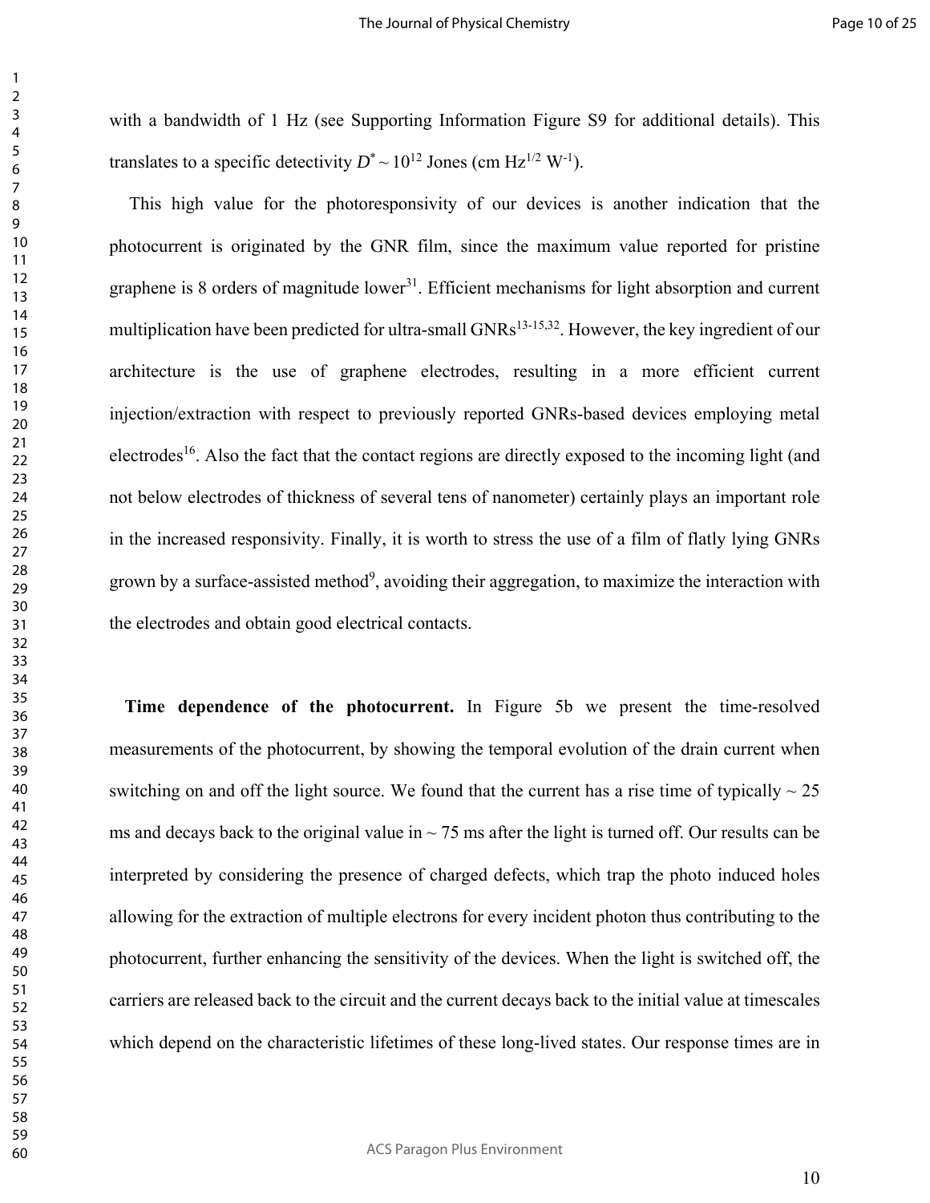with a bandwidth of 1 Hz (see Supporting Information Figure S9 for additional details). This translates to a specific detectivity $D^* \sim 10^{12}$ Jones (cm $Hz^{1/2}$ $W^{-1}$).

This high value for the photoresponsivity of our devices is another indication that the photocurrent is originated by the GNR film, since the maximum value reported for pristine graphene is 8 orders of magnitude lower[31]. Efficient mechanisms for light absorption and current multiplication have been predicted for ultra-small GNRs[13-15,32]. However, the key ingredient of our architecture is the use of graphene electrodes, resulting in a more efficient current injection/extraction with respect to previously reported GNRs-based devices employing metal electrodes[16]. Also the fact that the contact regions are directly exposed to the incoming light (and not below electrodes of thickness of several tens of nanometer) certainly plays an important role in the increased responsivity. Finally, it is worth to stress the use of a film of flatly lying GNRs grown by a surface-assisted method[9], avoiding their aggregation, to maximize the interaction with the electrodes and obtain good electrical contacts.

**Time dependence of the photocurrent.** In Figure 5b we present the time-resolved measurements of the photocurrent, by showing the temporal evolution of the drain current when switching on and off the light source. We found that the current has a rise time of typically ~ 25 ms and decays back to the original value in ~ 75 ms after the light is turned off. Our results can be interpreted by considering the presence of charged defects, which trap the photo induced holes allowing for the extraction of multiple electrons for every incident photon thus contributing to the photocurrent, further enhancing the sensitivity of the devices. When the light is switched off, the carriers are released back to the circuit and the current decays back to the initial value at timescales which depend on the characteristic lifetimes of these long-lived states. Our response times are in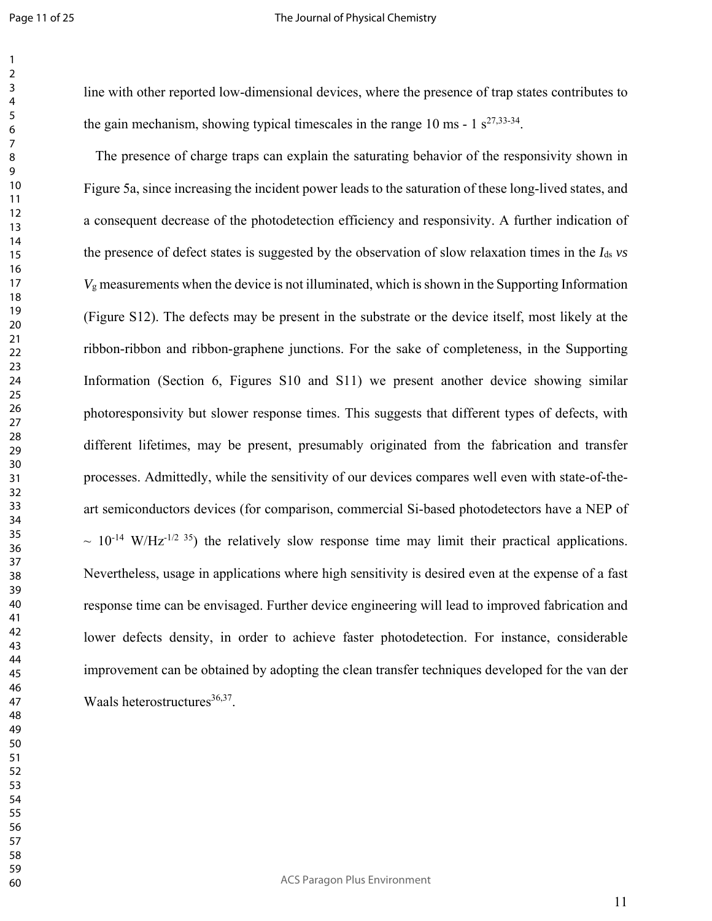line with other reported low-dimensional devices, where the presence of trap states contributes to the gain mechanism, showing typical timescales in the range 10 ms - 1 s[27,33-34].

The presence of charge traps can explain the saturating behavior of the responsivity shown in Figure 5a, since increasing the incident power leads to the saturation of these long-lived states, and a consequent decrease of the photodetection efficiency and responsivity. A further indication of the presence of defect states is suggested by the observation of slow relaxation times in the $I_{ds}$ *vs* $V_g$ measurements when the device is not illuminated, which is shown in the Supporting Information (Figure S12). The defects may be present in the substrate or the device itself, most likely at the ribbon-ribbon and ribbon-graphene junctions. For the sake of completeness, in the Supporting Information (Section 6, Figures S10 and S11) we present another device showing similar photoresponsivity but slower response times. This suggests that different types of defects, with different lifetimes, may be present, presumably originated from the fabrication and transfer processes. Admittedly, while the sensitivity of our devices compares well even with state-of-the-art semiconductors devices (for comparison, commercial Si-based photodetectors have a NEP of $\sim 10^{-14}$ W/Hz$^{-1/2}$ [35]) the relatively slow response time may limit their practical applications. Nevertheless, usage in applications where high sensitivity is desired even at the expense of a fast response time can be envisaged. Further device engineering will lead to improved fabrication and lower defects density, in order to achieve faster photodetection. For instance, considerable improvement can be obtained by adopting the clean transfer techniques developed for the van der Waals heterostructures[36,37].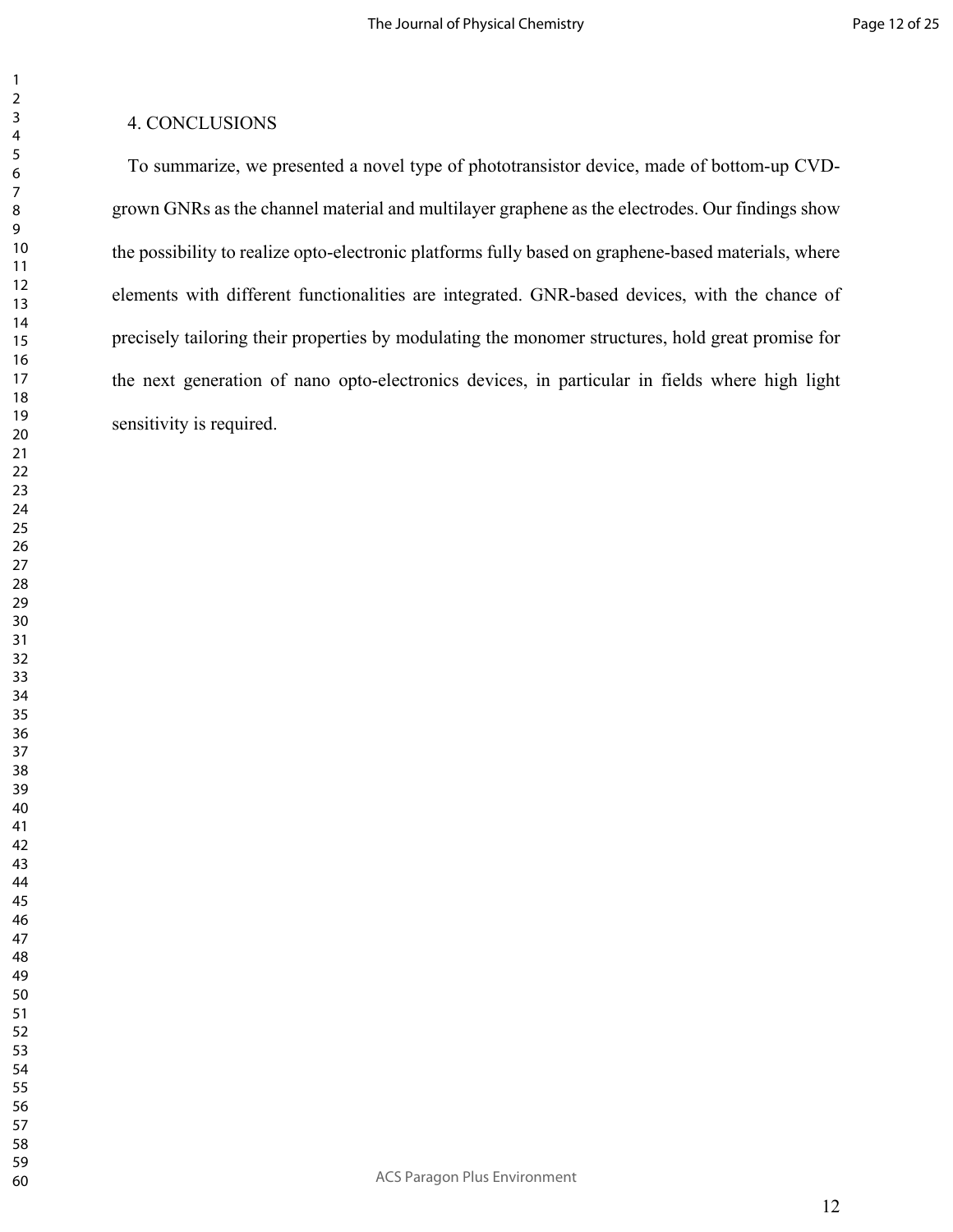## 4. CONCLUSIONS

To summarize, we presented a novel type of phototransistor device, made of bottom-up CVD-grown GNRs as the channel material and multilayer graphene as the electrodes. Our findings show the possibility to realize opto-electronic platforms fully based on graphene-based materials, where elements with different functionalities are integrated. GNR-based devices, with the chance of precisely tailoring their properties by modulating the monomer structures, hold great promise for the next generation of nano opto-electronics devices, in particular in fields where high light sensitivity is required.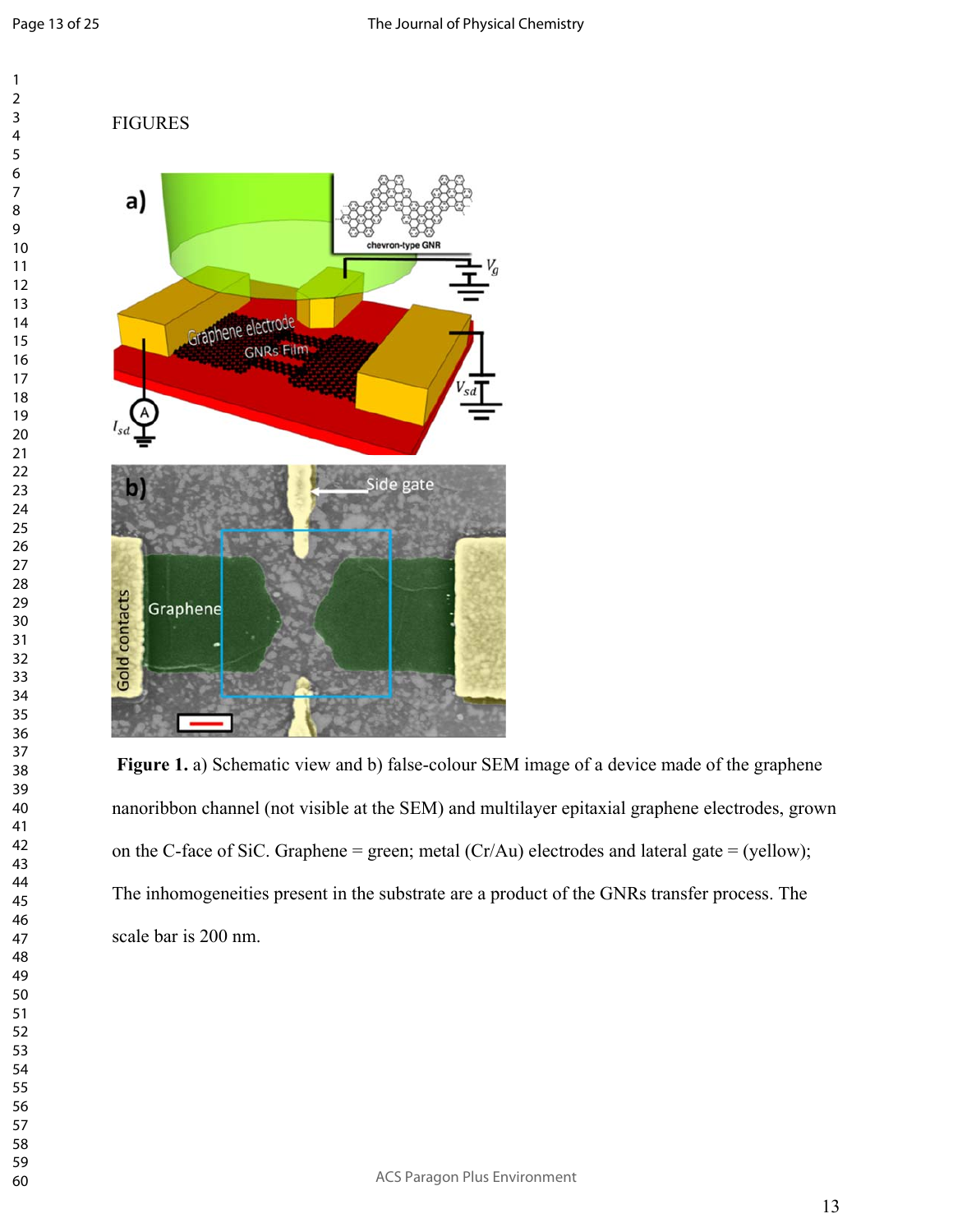FIGURES

**Figure 1.** a) Schematic view and b) false-colour SEM image of a device made of the graphene nanoribbon channel (not visible at the SEM) and multilayer epitaxial graphene electrodes, grown on the C-face of SiC. Graphene = green; metal (Cr/Au) electrodes and lateral gate = (yellow); The inhomogeneities present in the substrate are a product of the GNRs transfer process. The scale bar is 200 nm.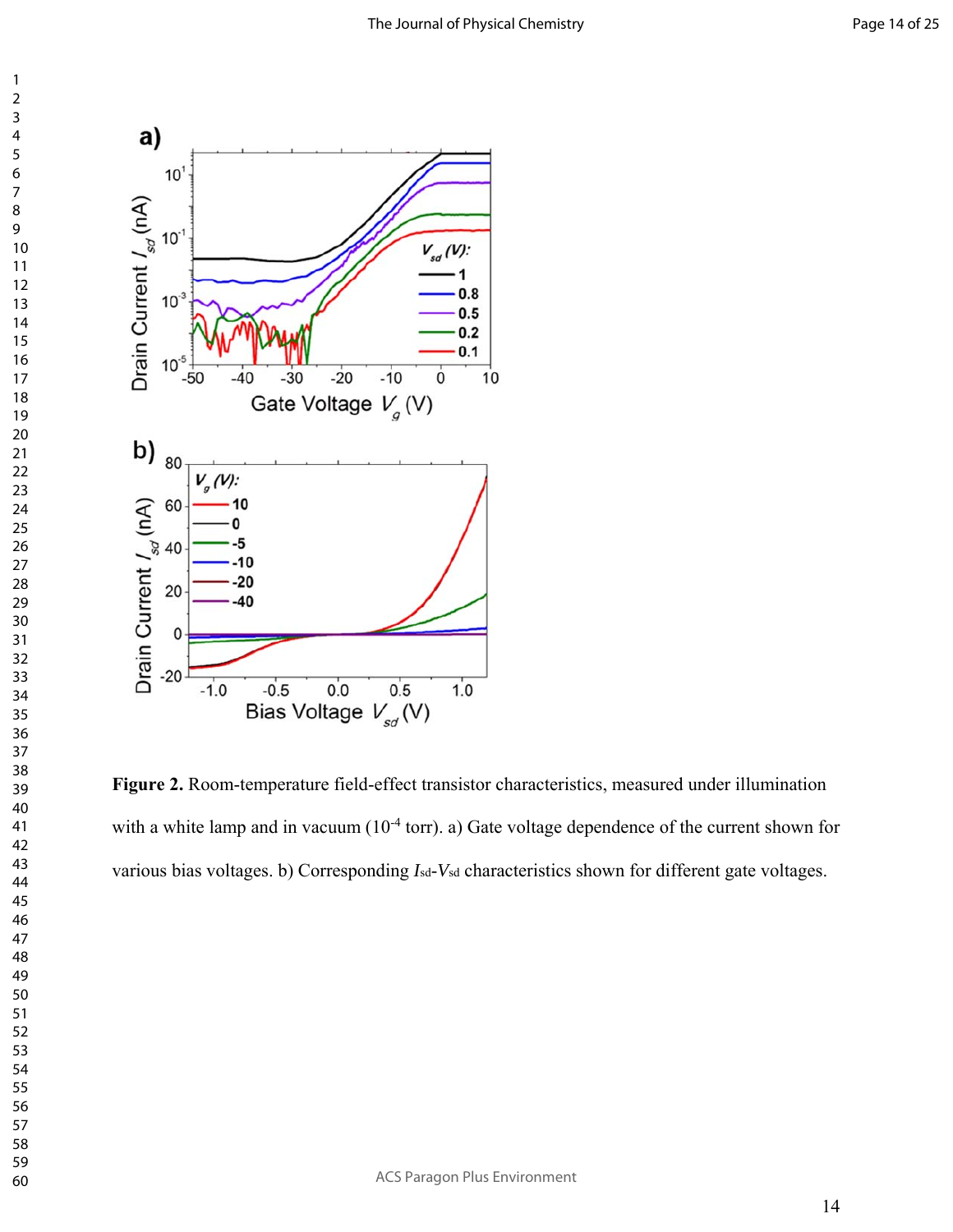**Figure 2.** Room-temperature field-effect transistor characteristics, measured under illumination with a white lamp and in vacuum ($10^{-4}$ torr). a) Gate voltage dependence of the current shown for various bias voltages. b) Corresponding $I_{sd}$-$V_{sd}$ characteristics shown for different gate voltages.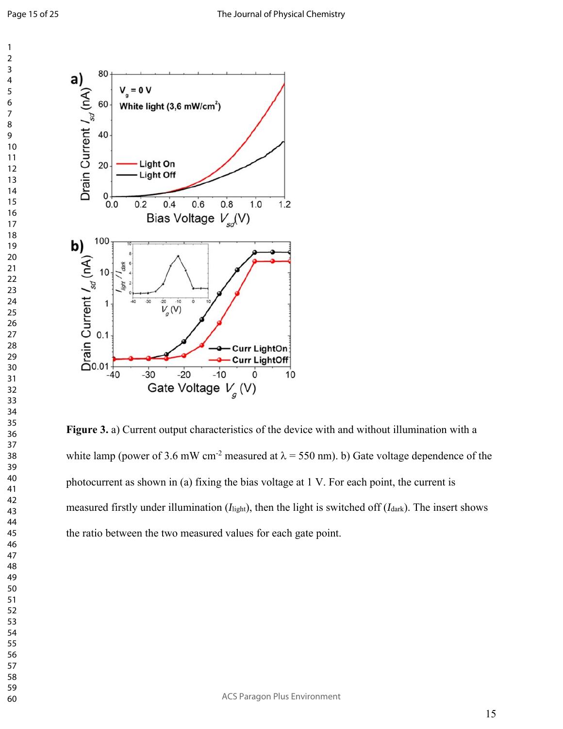**Figure 3.** a) Current output characteristics of the device with and without illumination with a white lamp (power of 3.6 mW cm$^{-2}$ measured at $\lambda$ = 550 nm). b) Gate voltage dependence of the photocurrent as shown in (a) fixing the bias voltage at 1 V. For each point, the current is measured firstly under illumination ($I_{light}$), then the light is switched off ($I_{dark}$). The insert shows the ratio between the two measured values for each gate point.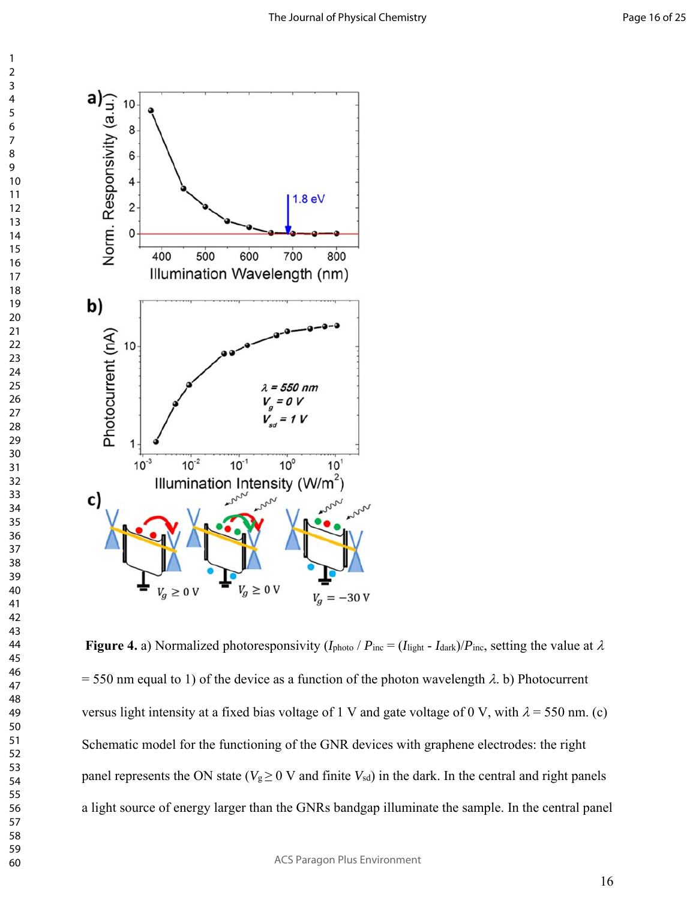**Figure 4.** a) Normalized photoresponsivity ($I_{photo}$ / $P_{inc}$ = ($I_{light}$ - $I_{dark}$)/$P_{inc}$, setting the value at $\lambda$ = 550 nm equal to 1) of the device as a function of the photon wavelength $\lambda$. b) Photocurrent versus light intensity at a fixed bias voltage of 1 V and gate voltage of 0 V, with $\lambda$ = 550 nm. (c) Schematic model for the functioning of the GNR devices with graphene electrodes: the right panel represents the ON state ($V_g \geq 0$ V and finite $V_{sd}$) in the dark. In the central and right panels a light source of energy larger than the GNRs bandgap illuminate the sample. In the central panel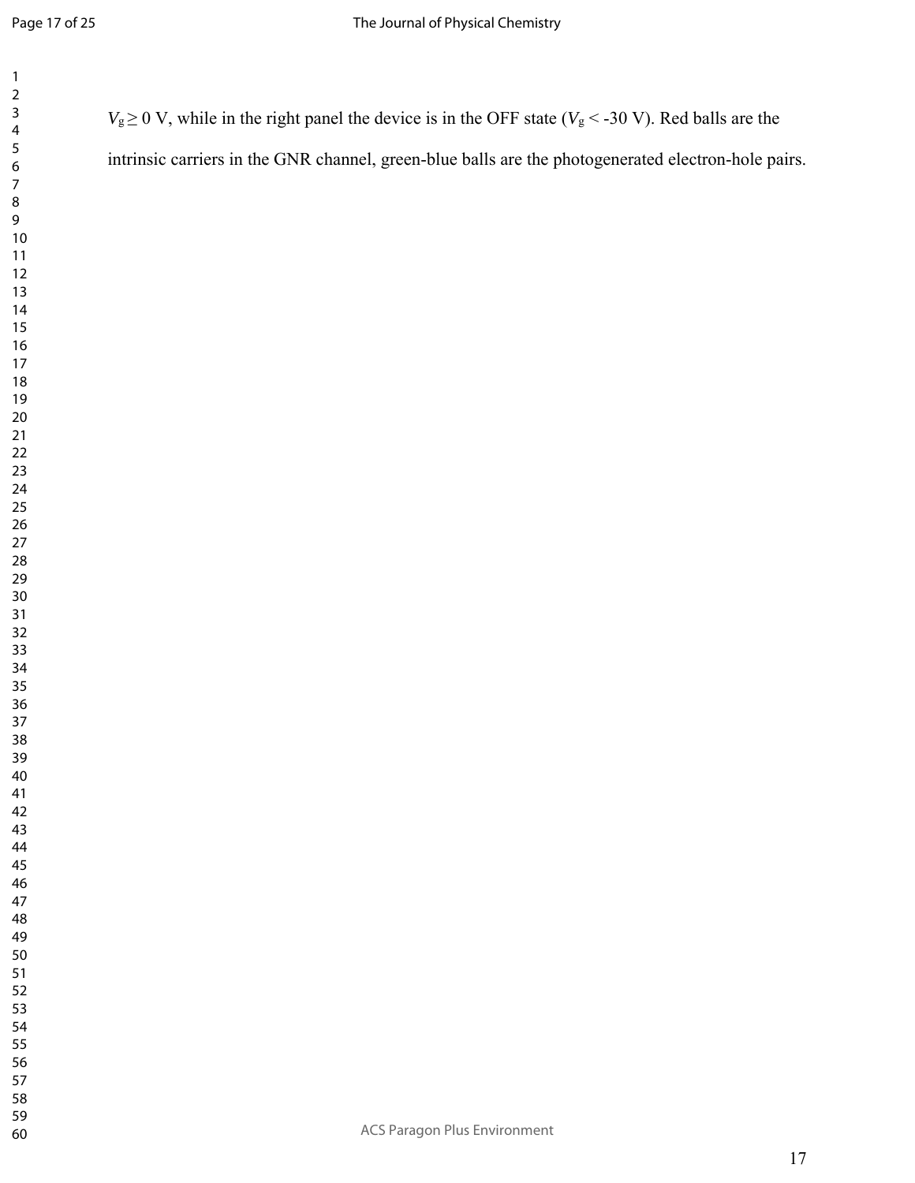$V_g \geq 0$ V, while in the right panel the device is in the OFF state ($V_g < -30$ V). Red balls are the intrinsic carriers in the GNR channel, green-blue balls are the photogenerated electron-hole pairs.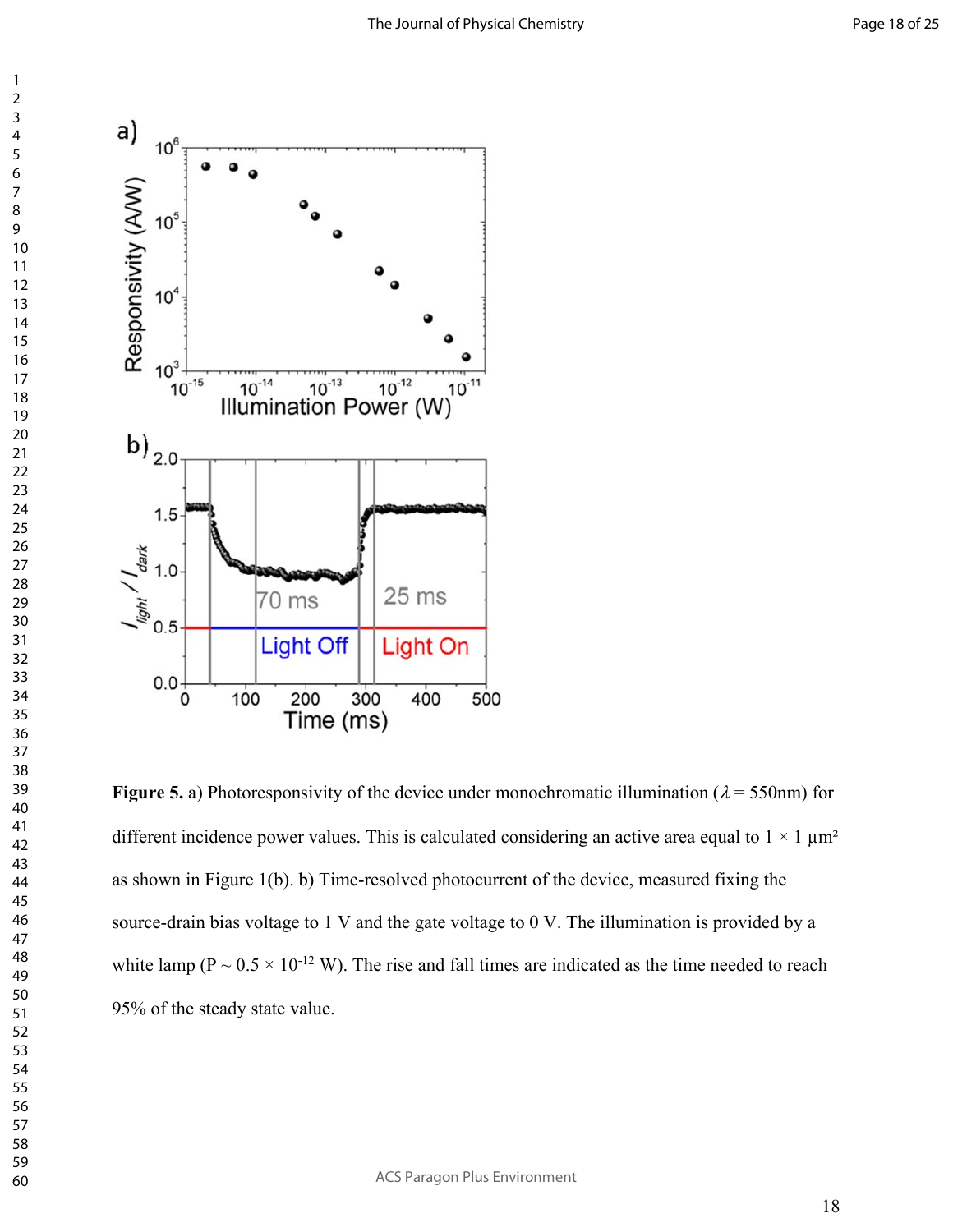**Figure 5.** a) Photoresponsivity of the device under monochromatic illumination ($\lambda = 550$nm) for different incidence power values. This is calculated considering an active area equal to 1 × 1 μm² as shown in Figure 1(b). b) Time-resolved photocurrent of the device, measured fixing the source-drain bias voltage to 1 V and the gate voltage to 0 V. The illumination is provided by a white lamp (P ~ $0.5 \times 10^{-12}$ W). The rise and fall times are indicated as the time needed to reach 95% of the steady state value.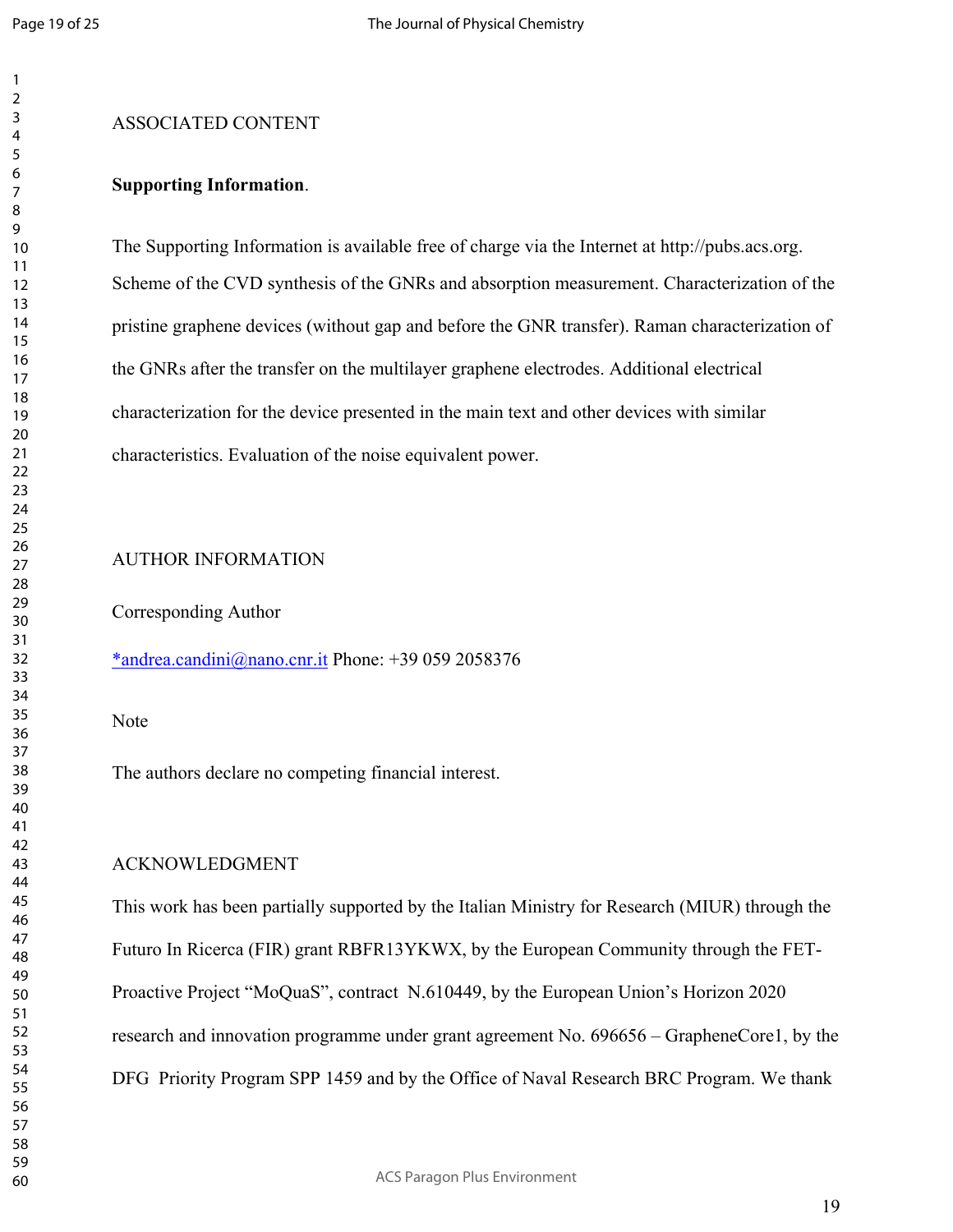## ASSOCIATED CONTENT

**Supporting Information**.

The Supporting Information is available free of charge via the Internet at http://pubs.acs.org. Scheme of the CVD synthesis of the GNRs and absorption measurement. Characterization of the pristine graphene devices (without gap and before the GNR transfer). Raman characterization of the GNRs after the transfer on the multilayer graphene electrodes. Additional electrical characterization for the device presented in the main text and other devices with similar characteristics. Evaluation of the noise equivalent power.

## AUTHOR INFORMATION

Corresponding Author

*andrea.candini@nano.cnr.it Phone: +39 059 2058376

Note

The authors declare no competing financial interest.

## ACKNOWLEDGMENT

This work has been partially supported by the Italian Ministry for Research (MIUR) through the Futuro In Ricerca (FIR) grant RBFR13YKWX, by the European Community through the FET-Proactive Project "MoQuaS", contract N.610449, by the European Union's Horizon 2020 research and innovation programme under grant agreement No. 696656 – GrapheneCore1, by the DFG Priority Program SPP 1459 and by the Office of Naval Research BRC Program. We thank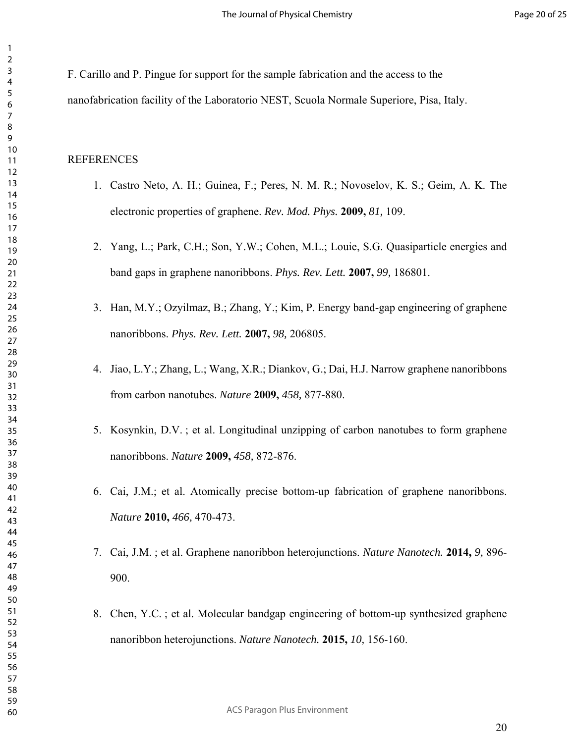F. Carillo and P. Pingue for support for the sample fabrication and the access to the nanofabrication facility of the Laboratorio NEST, Scuola Normale Superiore, Pisa, Italy.

REFERENCES

1. Castro Neto, A. H.; Guinea, F.; Peres, N. M. R.; Novoselov, K. S.; Geim, A. K. The electronic properties of graphene. *Rev. Mod. Phys.* **2009,** *81,* 109.

2. Yang, L.; Park, C.H.; Son, Y.W.; Cohen, M.L.; Louie, S.G. Quasiparticle energies and band gaps in graphene nanoribbons. *Phys. Rev. Lett.* **2007,** *99,* 186801.

3. Han, M.Y.; Ozyilmaz, B.; Zhang, Y.; Kim, P. Energy band-gap engineering of graphene nanoribbons. *Phys. Rev. Lett.* **2007,** *98,* 206805.

4. Jiao, L.Y.; Zhang, L.; Wang, X.R.; Diankov, G.; Dai, H.J. Narrow graphene nanoribbons from carbon nanotubes. *Nature* **2009,** *458,* 877-880.

5. Kosynkin, D.V. ; et al. Longitudinal unzipping of carbon nanotubes to form graphene nanoribbons. *Nature* **2009,** *458,* 872-876.

6. Cai, J.M.; et al. Atomically precise bottom-up fabrication of graphene nanoribbons. *Nature* **2010,** *466,* 470-473.

7. Cai, J.M. ; et al. Graphene nanoribbon heterojunctions. *Nature Nanotech.* **2014,** *9,* 896-900.

8. Chen, Y.C. ; et al. Molecular bandgap engineering of bottom-up synthesized graphene nanoribbon heterojunctions. *Nature Nanotech.* **2015,** *10,* 156-160.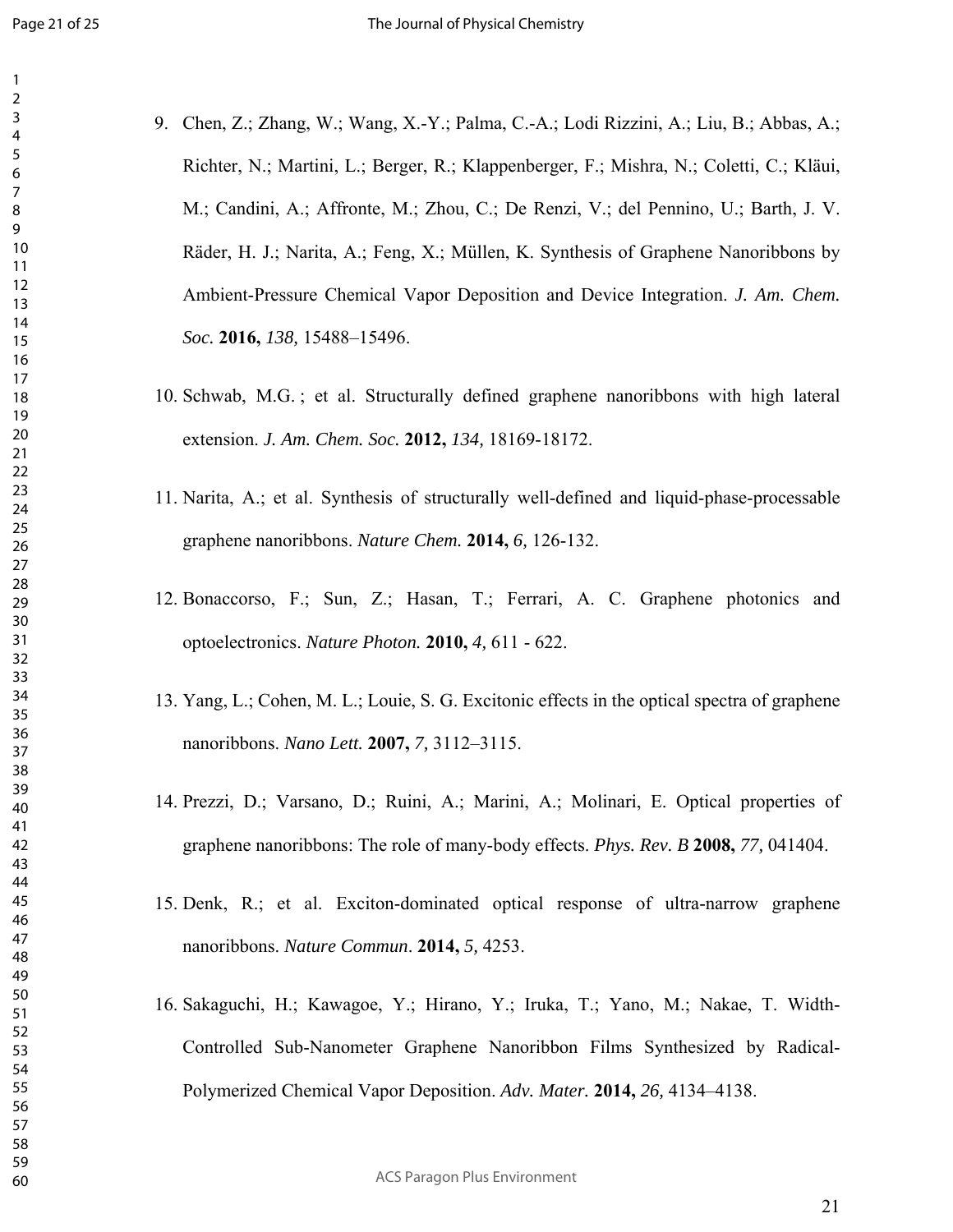9. Chen, Z.; Zhang, W.; Wang, X.-Y.; Palma, C.-A.; Lodi Rizzini, A.; Liu, B.; Abbas, A.; Richter, N.; Martini, L.; Berger, R.; Klappenberger, F.; Mishra, N.; Coletti, C.; Kläui, M.; Candini, A.; Affronte, M.; Zhou, C.; De Renzi, V.; del Pennino, U.; Barth, J. V. Räder, H. J.; Narita, A.; Feng, X.; Müllen, K. Synthesis of Graphene Nanoribbons by Ambient-Pressure Chemical Vapor Deposition and Device Integration. *J. Am. Chem. Soc.* **2016,** *138,* 15488–15496.

10. Schwab, M.G. ; et al. Structurally defined graphene nanoribbons with high lateral extension. *J. Am. Chem. Soc.* **2012,** *134,* 18169-18172.

11. Narita, A.; et al. Synthesis of structurally well-defined and liquid-phase-processable graphene nanoribbons. *Nature Chem.* **2014,** *6,* 126-132.

12. Bonaccorso, F.; Sun, Z.; Hasan, T.; Ferrari, A. C. Graphene photonics and optoelectronics. *Nature Photon.* **2010,** *4,* 611 - 622.

13. Yang, L.; Cohen, M. L.; Louie, S. G. Excitonic effects in the optical spectra of graphene nanoribbons. *Nano Lett.* **2007,** *7,* 3112–3115.

14. Prezzi, D.; Varsano, D.; Ruini, A.; Marini, A.; Molinari, E. Optical properties of graphene nanoribbons: The role of many-body effects. *Phys. Rev. B* **2008,** *77,* 041404.

15. Denk, R.; et al. Exciton-dominated optical response of ultra-narrow graphene nanoribbons. *Nature Commun*. **2014,** *5,* 4253.

16. Sakaguchi, H.; Kawagoe, Y.; Hirano, Y.; Iruka, T.; Yano, M.; Nakae, T. Width-Controlled Sub-Nanometer Graphene Nanoribbon Films Synthesized by Radical-Polymerized Chemical Vapor Deposition. *Adv. Mater.* **2014,** *26,* 4134–4138.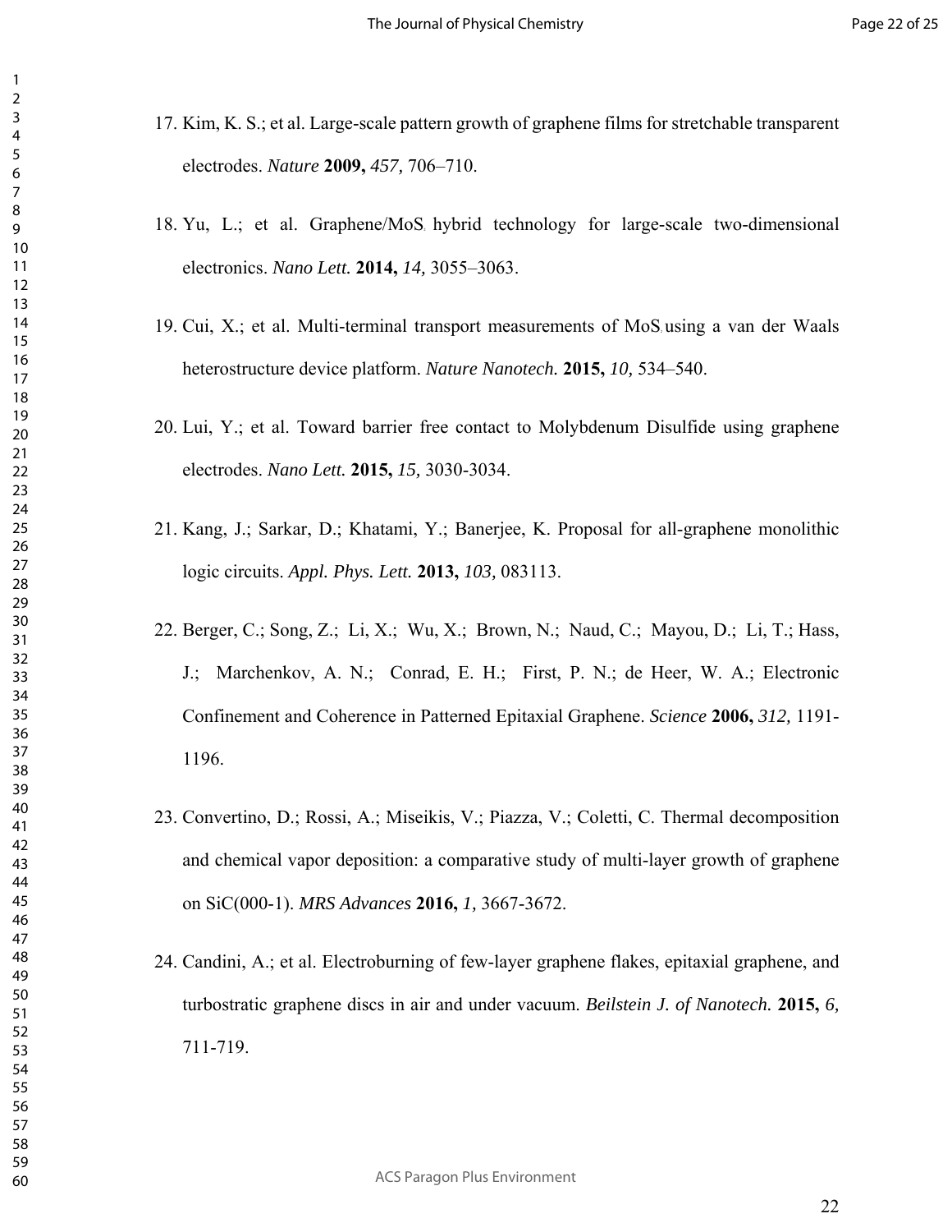17. Kim, K. S.; et al. Large-scale pattern growth of graphene films for stretchable transparent electrodes. *Nature* **2009,** *457,* 706–710.

18. Yu, L.; et al. Graphene/$MoS_2$ hybrid technology for large-scale two-dimensional electronics. *Nano Lett.* **2014,** *14,* 3055–3063.

19. Cui, X.; et al. Multi-terminal transport measurements of $MoS_2$ using a van der Waals heterostructure device platform. *Nature Nanotech.* **2015,** *10,* 534–540.

20. Lui, Y.; et al. Toward barrier free contact to Molybdenum Disulfide using graphene electrodes. *Nano Lett.* **2015,** *15,* 3030-3034.

21. Kang, J.; Sarkar, D.; Khatami, Y.; Banerjee, K. Proposal for all-graphene monolithic logic circuits. *Appl. Phys. Lett.* **2013,** *103,* 083113.

22. Berger, C.; Song, Z.; Li, X.; Wu, X.; Brown, N.; Naud, C.; Mayou, D.; Li, T.; Hass, J.; Marchenkov, A. N.; Conrad, E. H.; First, P. N.; de Heer, W. A.; Electronic Confinement and Coherence in Patterned Epitaxial Graphene. *Science* **2006,** *312,* 1191-1196.

23. Convertino, D.; Rossi, A.; Miseikis, V.; Piazza, V.; Coletti, C. Thermal decomposition and chemical vapor deposition: a comparative study of multi-layer growth of graphene on SiC(000-1). *MRS Advances* **2016,** *1,* 3667-3672.

24. Candini, A.; et al. Electroburning of few-layer graphene flakes, epitaxial graphene, and turbostratic graphene discs in air and under vacuum. *Beilstein J. of Nanotech.* **2015,** *6,* 711-719.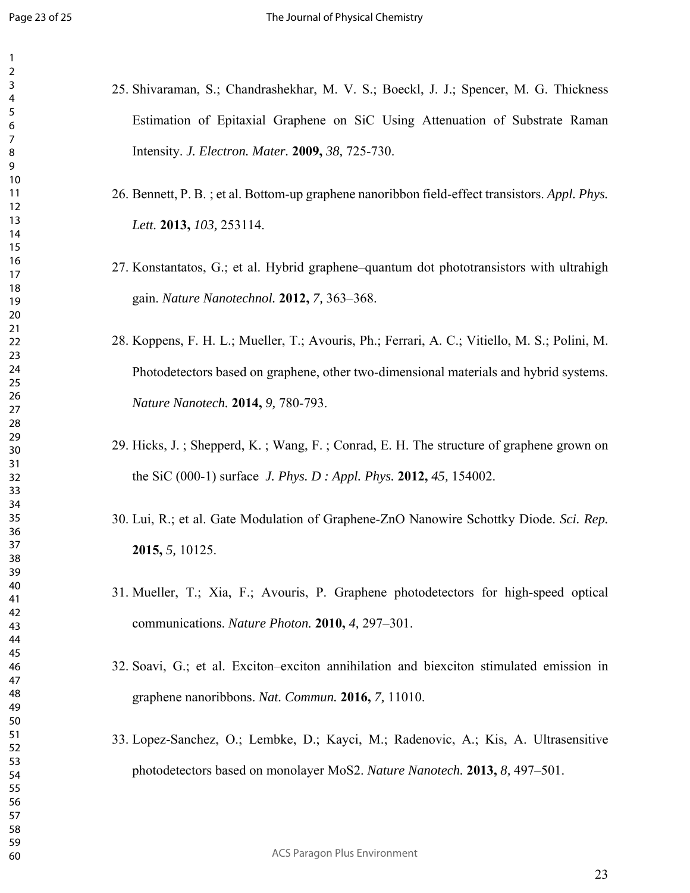25. Shivaraman, S.; Chandrashekhar, M. V. S.; Boeckl, J. J.; Spencer, M. G. Thickness Estimation of Epitaxial Graphene on SiC Using Attenuation of Substrate Raman Intensity. *J. Electron. Mater.* **2009,** *38,* 725-730.

26. Bennett, P. B. ; et al. Bottom-up graphene nanoribbon field-effect transistors. *Appl. Phys. Lett.* **2013,** *103,* 253114.

27. Konstantatos, G.; et al. Hybrid graphene–quantum dot phototransistors with ultrahigh gain. *Nature Nanotechnol.* **2012,** *7,* 363–368.

28. Koppens, F. H. L.; Mueller, T.; Avouris, Ph.; Ferrari, A. C.; Vitiello, M. S.; Polini, M. Photodetectors based on graphene, other two-dimensional materials and hybrid systems. *Nature Nanotech.* **2014,** *9,* 780-793.

29. Hicks, J. ; Shepperd, K. ; Wang, F. ; Conrad, E. H. The structure of graphene grown on the SiC (000-1) surface *J. Phys. D : Appl. Phys.* **2012,** *45,* 154002.

30. Lui, R.; et al. Gate Modulation of Graphene-ZnO Nanowire Schottky Diode. *Sci. Rep.* **2015,** *5,* 10125.

31. Mueller, T.; Xia, F.; Avouris, P. Graphene photodetectors for high-speed optical communications. *Nature Photon.* **2010,** *4,* 297–301.

32. Soavi, G.; et al. Exciton–exciton annihilation and biexciton stimulated emission in graphene nanoribbons. *Nat. Commun.* **2016,** *7,* 11010.

33. Lopez-Sanchez, O.; Lembke, D.; Kayci, M.; Radenovic, A.; Kis, A. Ultrasensitive photodetectors based on monolayer MoS2. *Nature Nanotech.* **2013,** *8,* 497–501.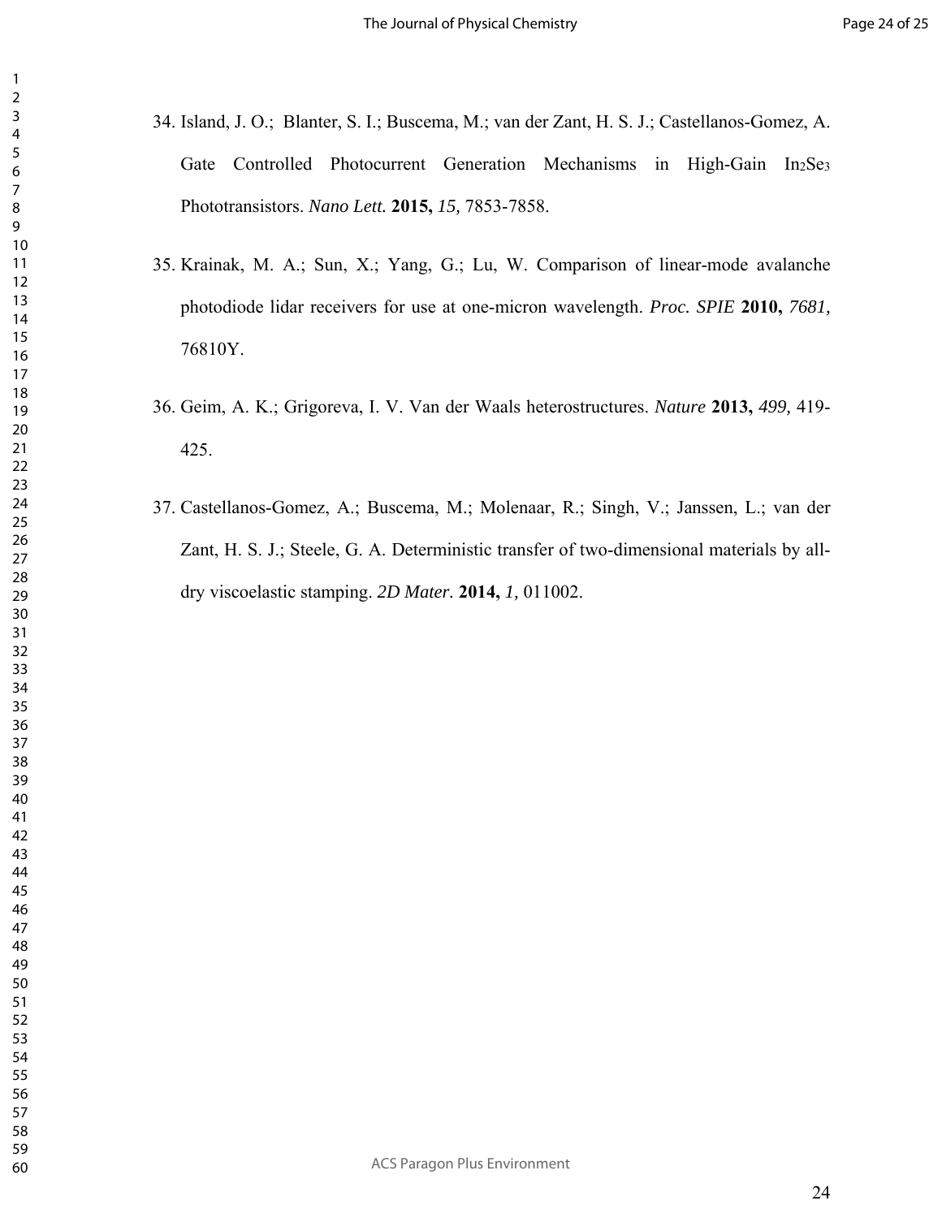34. Island, J. O.; Blanter, S. I.; Buscema, M.; van der Zant, H. S. J.; Castellanos-Gomez, A. Gate Controlled Photocurrent Generation Mechanisms in High-Gain $In_2Se_3$ Phototransistors. *Nano Lett.* **2015,** *15,* 7853-7858.

35. Krainak, M. A.; Sun, X.; Yang, G.; Lu, W. Comparison of linear-mode avalanche photodiode lidar receivers for use at one-micron wavelength. *Proc. SPIE* **2010,** *7681,* 76810Y.

36. Geim, A. K.; Grigoreva, I. V. Van der Waals heterostructures. *Nature* **2013,** *499,* 419-425.

37. Castellanos-Gomez, A.; Buscema, M.; Molenaar, R.; Singh, V.; Janssen, L.; van der Zant, H. S. J.; Steele, G. A. Deterministic transfer of two-dimensional materials by all-dry viscoelastic stamping. *2D Mater.* **2014,** *1,* 011002.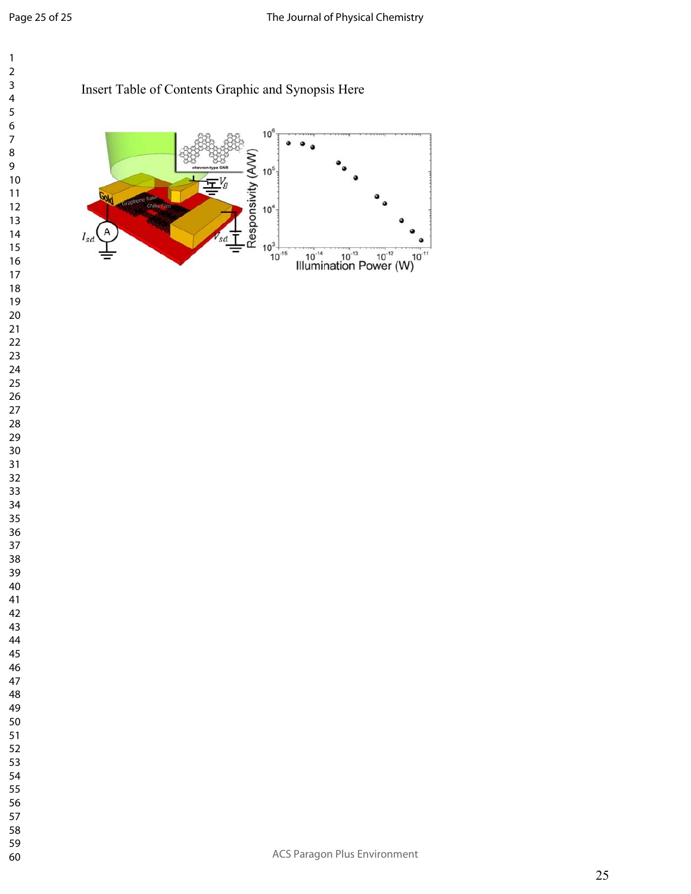Insert Table of Contents Graphic and Synopsis Here

chevron-type GNR

$V_g$

Gold

Graphene flake

GNRs film

$I_{sd}$

A

$V_{sd}$

Responsivity (A/W)

$10^6$

$10^5$

$10^4$

$10^3$

$10^{-15}$ $10^{-14}$ $10^{-13}$ $10^{-12}$ $10^{-11}$

Illumination Power (W)